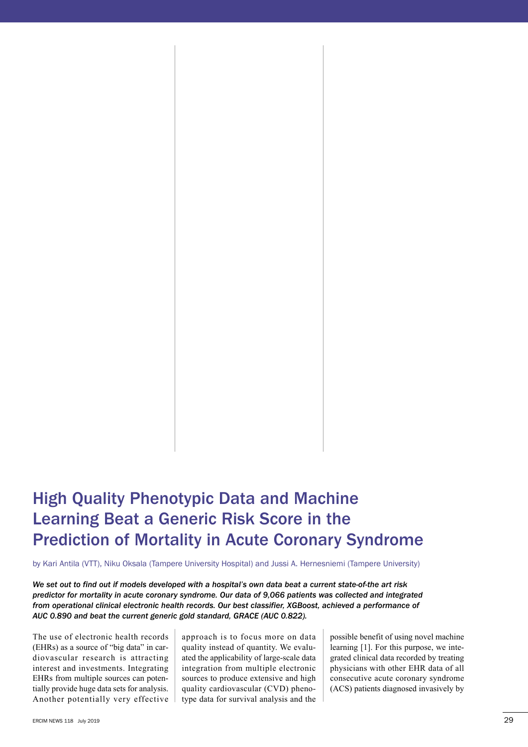# High Quality Phenotypic Data and Machine Learning Beat a Generic Risk Score in the Prediction of Mortality in Acute Coronary Syndrome

by Kari Antila (VTT), Niku Oksala (Tampere University Hospital) and Jussi A. Hernesniemi (Tampere University)

***We set out to find out if models developed with a hospital's own data beat a current state-of-the art risk predictor for mortality in acute coronary syndrome. Our data of 9,066 patients was collected and integrated from operational clinical electronic health records. Our best classifier, XGBoost, achieved a performance of AUC 0.890 and beat the current generic gold standard, GRACE (AUC 0.822).***

The use of electronic health records (EHRs) as a source of "big data" in cardiovascular research is attracting interest and investments. Integrating EHRs from multiple sources can potentially provide huge data sets for analysis. Another potentially very effective approach is to focus more on data quality instead of quantity. We evaluated the applicability of large-scale data integration from multiple electronic sources to produce extensive and high quality cardiovascular (CVD) phenotype data for survival analysis and the possible benefit of using novel machine learning [1]. For this purpose, we integrated clinical data recorded by treating physicians with other EHR data of all consecutive acute coronary syndrome (ACS) patients diagnosed invasively by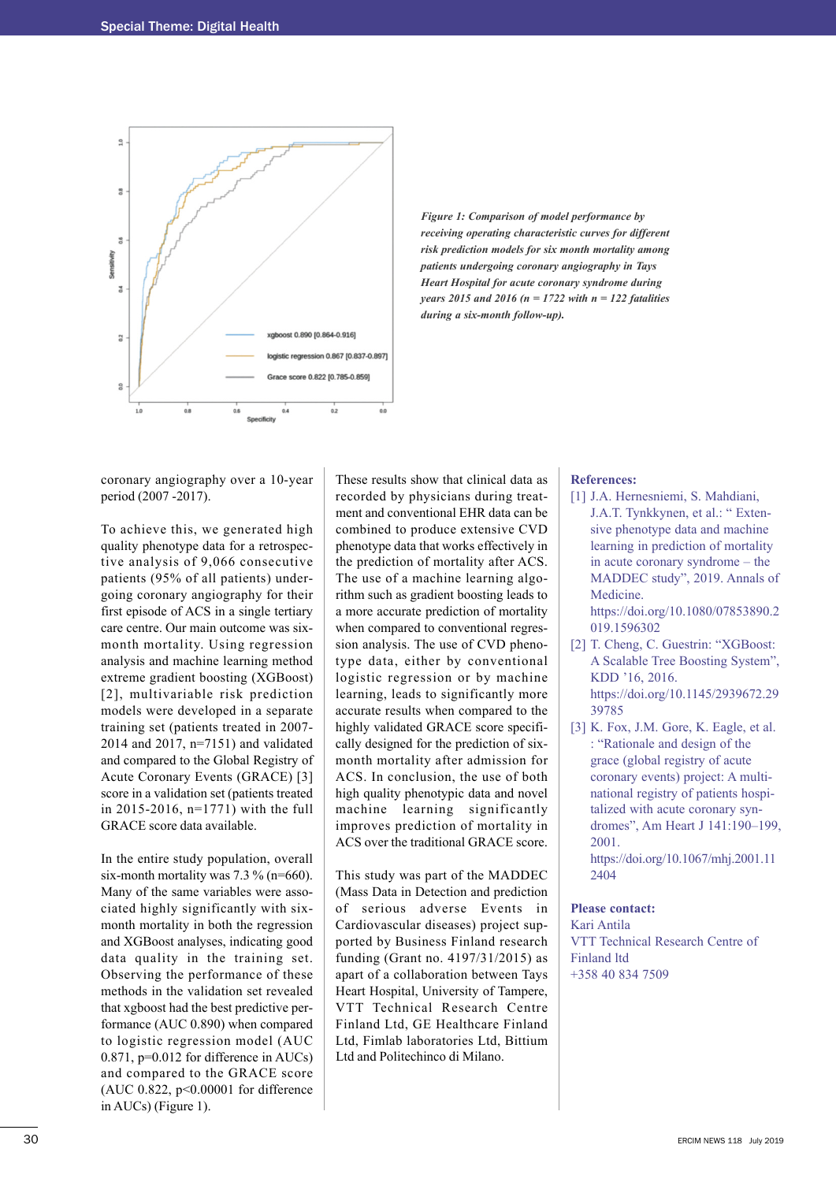Sensitivity

Specificity

1.0
0.8
0.6
0.4
0.2
0.0

xgboost 0.890 [0.864-0.916]

logistic regression 0.867 [0.837-0.897]

Grace score 0.822 [0.785-0.859]

*Figure 1: Comparison of model performance by receiving operating characteristic curves for different risk prediction models for six month mortality among patients undergoing coronary angiography in Tays Heart Hospital for acute coronary syndrome during years 2015 and 2016 (n = 1722 with n = 122 fatalities during a six-month follow-up).*

coronary angiography over a 10-year period (2007 -2017).

To achieve this, we generated high quality phenotype data for a retrospective analysis of 9,066 consecutive patients (95% of all patients) undergoing coronary angiography for their first episode of ACS in a single tertiary care centre. Our main outcome was six-month mortality. Using regression analysis and machine learning method extreme gradient boosting (XGBoost) [2], multivariable risk prediction models were developed in a separate training set (patients treated in 2007-2014 and 2017, n=7151) and validated and compared to the Global Registry of Acute Coronary Events (GRACE) [3] score in a validation set (patients treated in 2015-2016, n=1771) with the full GRACE score data available.

In the entire study population, overall six-month mortality was 7.3 % (n=660). Many of the same variables were associated highly significantly with six-month mortality in both the regression and XGBoost analyses, indicating good data quality in the training set. Observing the performance of these methods in the validation set revealed that xgboost had the best predictive performance (AUC 0.890) when compared to logistic regression model (AUC 0.871, p=0.012 for difference in AUCs) and compared to the GRACE score (AUC 0.822, p<0.00001 for difference in AUCs) (Figure 1).

These results show that clinical data as recorded by physicians during treatment and conventional EHR data can be combined to produce extensive CVD phenotype data that works effectively in the prediction of mortality after ACS. The use of a machine learning algorithm such as gradient boosting leads to a more accurate prediction of mortality when compared to conventional regression analysis. The use of CVD phenotype data, either by conventional logistic regression or by machine learning, leads to significantly more accurate results when compared to the highly validated GRACE score specifically designed for the prediction of six-month mortality after admission for ACS. In conclusion, the use of both high quality phenotypic data and novel machine learning significantly improves prediction of mortality in ACS over the traditional GRACE score.

This study was part of the MADDEC (Mass Data in Detection and prediction of serious adverse Events in Cardiovascular diseases) project supported by Business Finland research funding (Grant no. 4197/31/2015) as apart of a collaboration between Tays Heart Hospital, University of Tampere, VTT Technical Research Centre Finland Ltd, GE Healthcare Finland Ltd, Fimlab laboratories Ltd, Bittium Ltd and Politechinco di Milano.

**References:**

[1] J.A. Hernesniemi, S. Mahdiani, J.A.T. Tynkkynen, et al.: " Extensive phenotype data and machine learning in prediction of mortality in acute coronary syndrome – the MADDEC study", 2019. Annals of Medicine. https://doi.org/10.1080/07853890.2019.1596302

[2] T. Cheng, C. Guestrin: "XGBoost: A Scalable Tree Boosting System", KDD '16, 2016. https://doi.org/10.1145/2939672.2939785

[3] K. Fox, J.M. Gore, K. Eagle, et al. : "Rationale and design of the grace (global registry of acute coronary events) project: A multinational registry of patients hospitalized with acute coronary syndromes", Am Heart J 141:190–199, 2001. https://doi.org/10.1067/mhj.2001.112404

**Please contact:**

Kari Antila
VTT Technical Research Centre of Finland ltd
+358 40 834 7509